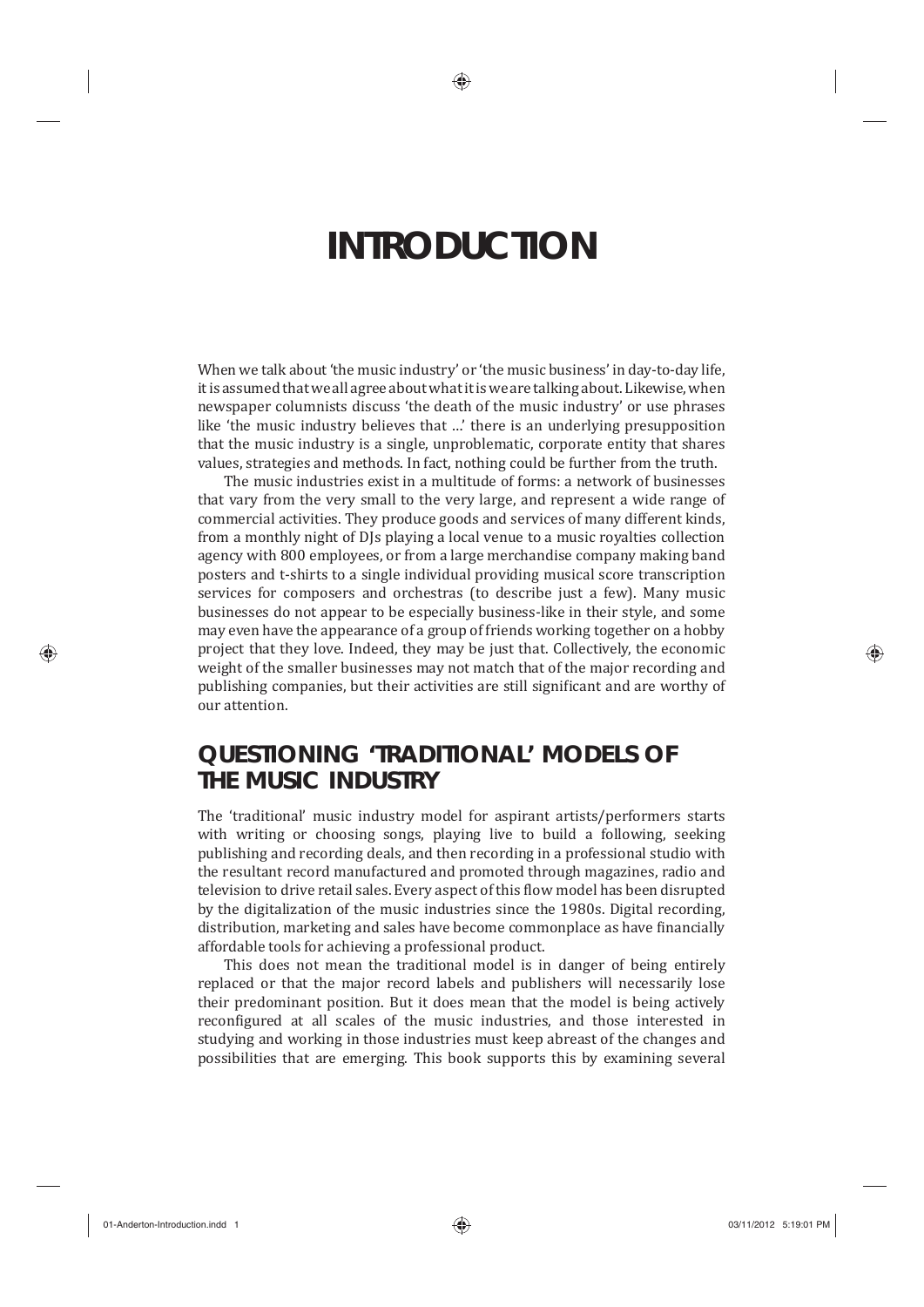# INTRODUCTION

When we talk about 'the music industry' or 'the music business' in day-to-day life, it is assumed that we all agree about what it is we are talking about. Likewise, when newspaper columnists discuss 'the death of the music industry' or use phrases like 'the music industry believes that …' there is an underlying presupposition that the music industry is a single, unproblematic, corporate entity that shares values, strategies and methods. In fact, nothing could be further from the truth.

The music industries exist in a multitude of forms: a network of businesses that vary from the very small to the very large, and represent a wide range of commercial activities. They produce goods and services of many different kinds, from a monthly night of DJs playing a local venue to a music royalties collection agency with 800 employees, or from a large merchandise company making band posters and t-shirts to a single individual providing musical score transcription services for composers and orchestras (to describe just a few). Many music businesses do not appear to be especially business-like in their style, and some may even have the appearance of a group of friends working together on a hobby project that they love. Indeed, they may be just that. Collectively, the economic weight of the smaller businesses may not match that of the major recording and publishing companies, but their activities are still significant and are worthy of our attention.

## QUESTIONING 'TRADITIONAL' MODELS OF THE MUSIC INDUSTRY

The 'traditional' music industry model for aspirant artists/performers starts with writing or choosing songs, playing live to build a following, seeking publishing and recording deals, and then recording in a professional studio with the resultant record manufactured and promoted through magazines, radio and television to drive retail sales. Every aspect of this flow model has been disrupted by the digitalization of the music industries since the 1980s. Digital recording, distribution, marketing and sales have become commonplace as have financially affordable tools for achieving a professional product.

This does not mean the traditional model is in danger of being entirely replaced or that the major record labels and publishers will necessarily lose their predominant position. But it does mean that the model is being actively reconfigured at all scales of the music industries, and those interested in studying and working in those industries must keep abreast of the changes and possibilities that are emerging. This book supports this by examining several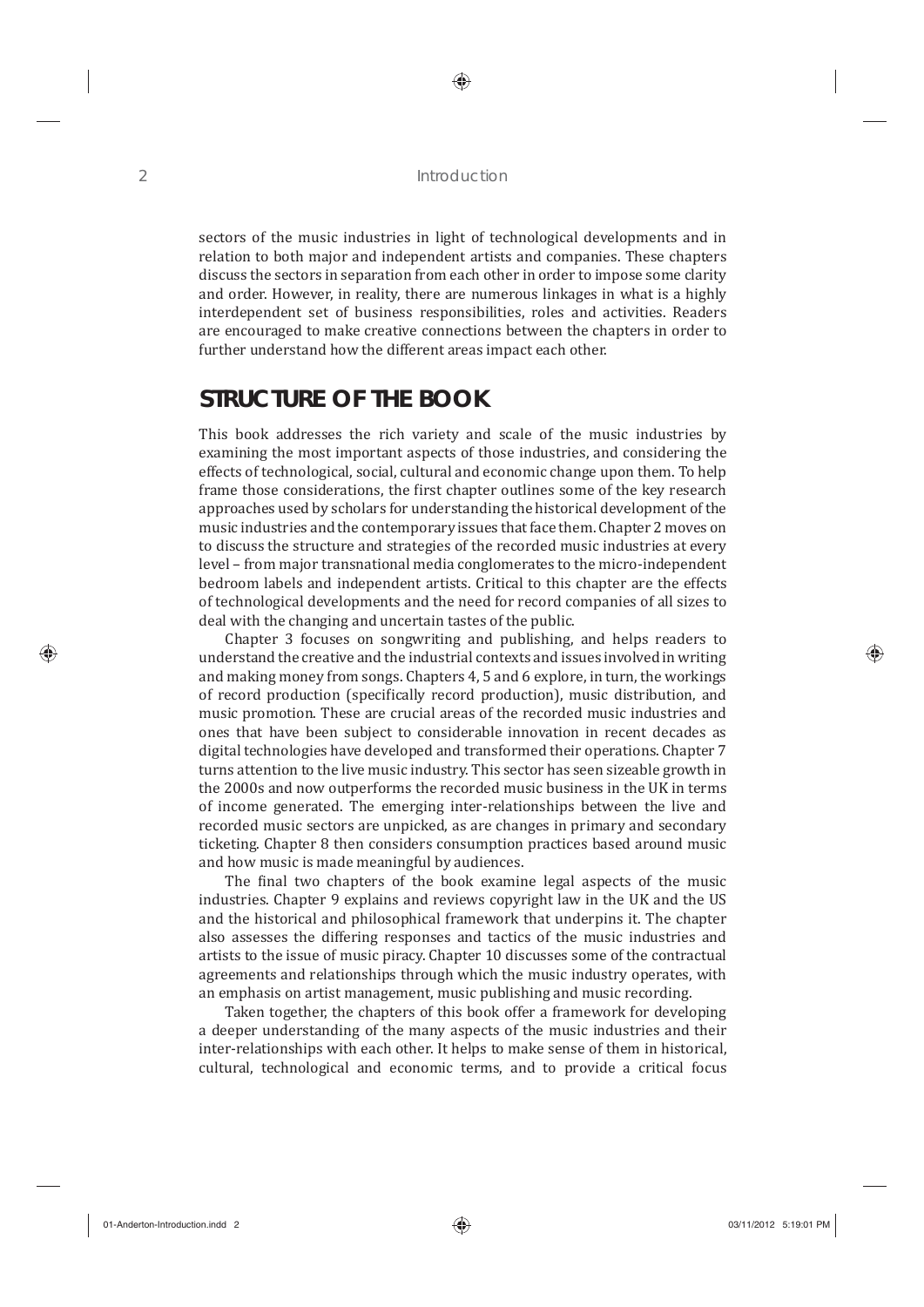sectors of the music industries in light of technological developments and in relation to both major and independent artists and companies. These chapters discuss the sectors in separation from each other in order to impose some clarity and order. However, in reality, there are numerous linkages in what is a highly interdependent set of business responsibilities, roles and activities. Readers are encouraged to make creative connections between the chapters in order to further understand how the different areas impact each other.

## STRUCTURE OF THE BOOK

This book addresses the rich variety and scale of the music industries by examining the most important aspects of those industries, and considering the effects of technological, social, cultural and economic change upon them. To help frame those considerations, the first chapter outlines some of the key research approaches used by scholars for understanding the historical development of the music industries and the contemporary issues that face them. Chapter 2 moves on to discuss the structure and strategies of the recorded music industries at every level – from major transnational media conglomerates to the micro-independent bedroom labels and independent artists. Critical to this chapter are the effects of technological developments and the need for record companies of all sizes to deal with the changing and uncertain tastes of the public.

Chapter 3 focuses on songwriting and publishing, and helps readers to understand the creative and the industrial contexts and issues involved in writing and making money from songs. Chapters 4, 5 and 6 explore, in turn, the workings of record production (specifically record production), music distribution, and music promotion. These are crucial areas of the recorded music industries and ones that have been subject to considerable innovation in recent decades as digital technologies have developed and transformed their operations. Chapter 7 turns attention to the live music industry. This sector has seen sizeable growth in the 2000s and now outperforms the recorded music business in the UK in terms of income generated. The emerging inter-relationships between the live and recorded music sectors are unpicked, as are changes in primary and secondary ticketing. Chapter 8 then considers consumption practices based around music and how music is made meaningful by audiences.

The final two chapters of the book examine legal aspects of the music industries. Chapter 9 explains and reviews copyright law in the UK and the US and the historical and philosophical framework that underpins it. The chapter also assesses the differing responses and tactics of the music industries and artists to the issue of music piracy. Chapter 10 discusses some of the contractual agreements and relationships through which the music industry operates, with an emphasis on artist management, music publishing and music recording.

Taken together, the chapters of this book offer a framework for developing a deeper understanding of the many aspects of the music industries and their inter-relationships with each other. It helps to make sense of them in historical, cultural, technological and economic terms, and to provide a critical focus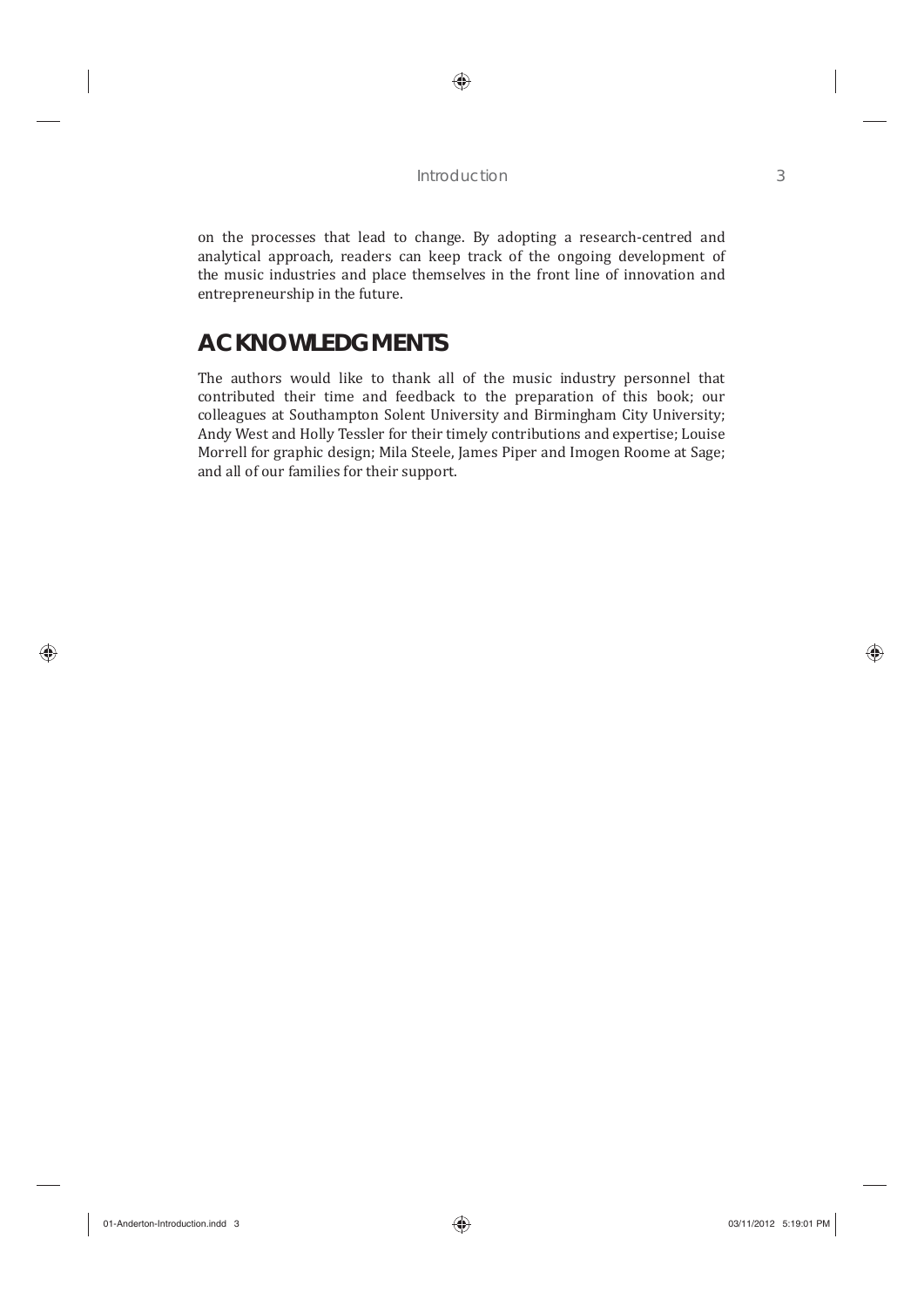on the processes that lead to change. By adopting a research-centred and analytical approach, readers can keep track of the ongoing development of the music industries and place themselves in the front line of innovation and entrepreneurship in the future.

## ACKNOWLEDGMENTS

The authors would like to thank all of the music industry personnel that contributed their time and feedback to the preparation of this book; our colleagues at Southampton Solent University and Birmingham City University; Andy West and Holly Tessler for their timely contributions and expertise; Louise Morrell for graphic design; Mila Steele, James Piper and Imogen Roome at Sage; and all of our families for their support.